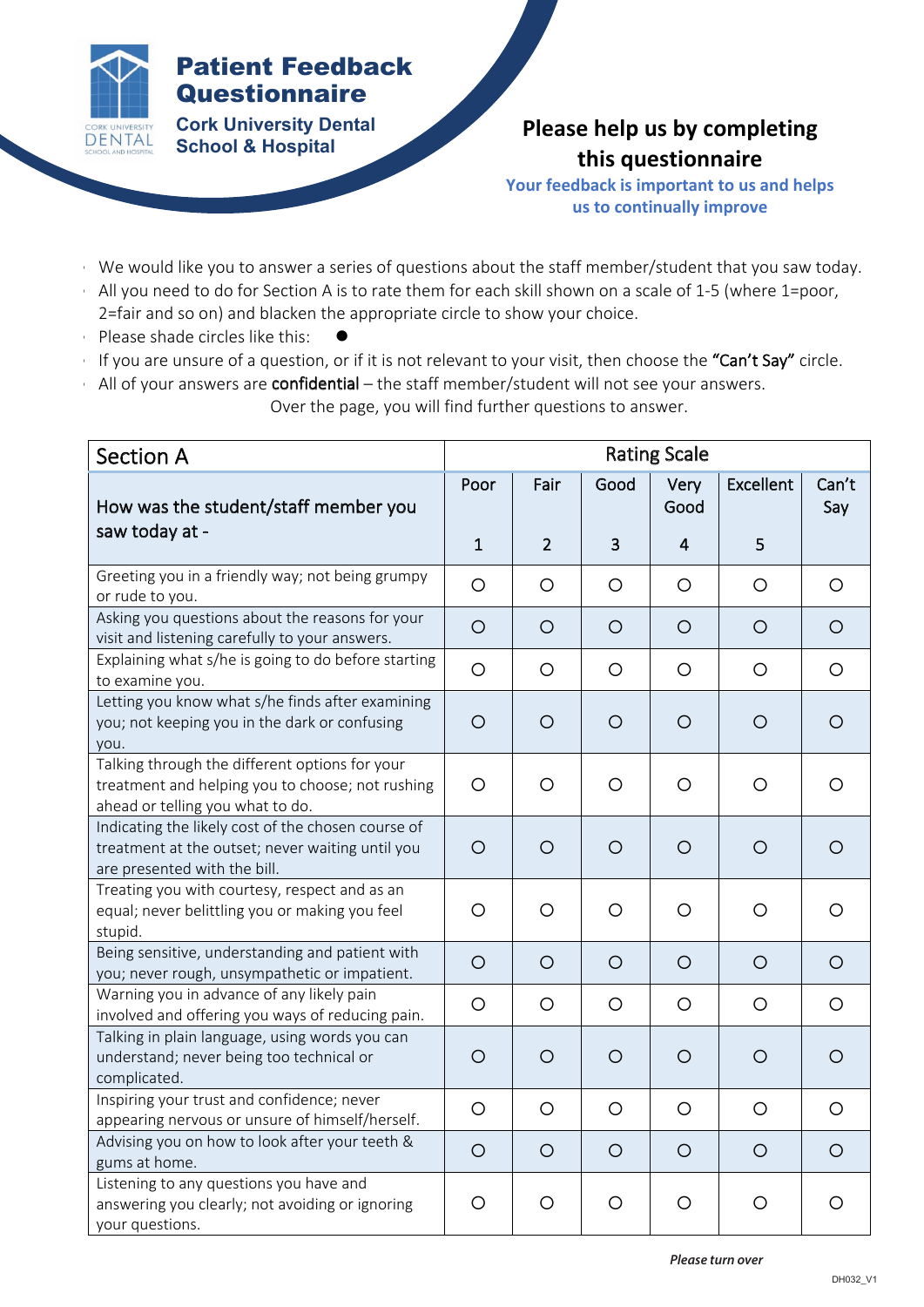# Patient Feedback Questionnaire

**Cork University Dental School & Hospital**

## Please help us by completing this questionnaire

**Your feedback is important to us and helps us to continually improve**

- We would like you to answer a series of questions about the staff member/student that you saw today.
- All you need to do for Section A is to rate them for each skill shown on a scale of 1-5 (where 1=poor, 2=fair and so on) and blacken the appropriate circle to show your choice.
- Please shade circles like this: ●
- If you are unsure of a question, or if it is not relevant to your visit, then choose the **"Can't Say"** circle.
- All of your answers are **confidential** – the staff member/student will not see your answers.

Over the page, you will find further questions to answer.

| Section A | Rating Scale | | | | | |
|---|---|---|---|---|---|---|
| How was the student/staff member you saw today at - | Poor 1 | Fair 2 | Good 3 | Very Good 4 | Excellent 5 | Can't Say |
| Greeting you in a friendly way; not being grumpy or rude to you. | ○ | ○ | ○ | ○ | ○ | ○ |
| Asking you questions about the reasons for your visit and listening carefully to your answers. | ○ | ○ | ○ | ○ | ○ | ○ |
| Explaining what s/he is going to do before starting to examine you. | ○ | ○ | ○ | ○ | ○ | ○ |
| Letting you know what s/he finds after examining you; not keeping you in the dark or confusing you. | ○ | ○ | ○ | ○ | ○ | ○ |
| Talking through the different options for your treatment and helping you to choose; not rushing ahead or telling you what to do. | ○ | ○ | ○ | ○ | ○ | ○ |
| Indicating the likely cost of the chosen course of treatment at the outset; never waiting until you are presented with the bill. | ○ | ○ | ○ | ○ | ○ | ○ |
| Treating you with courtesy, respect and as an equal; never belittling you or making you feel stupid. | ○ | ○ | ○ | ○ | ○ | ○ |
| Being sensitive, understanding and patient with you; never rough, unsympathetic or impatient. | ○ | ○ | ○ | ○ | ○ | ○ |
| Warning you in advance of any likely pain involved and offering you ways of reducing pain. | ○ | ○ | ○ | ○ | ○ | ○ |
| Talking in plain language, using words you can understand; never being too technical or complicated. | ○ | ○ | ○ | ○ | ○ | ○ |
| Inspiring your trust and confidence; never appearing nervous or unsure of himself/herself. | ○ | ○ | ○ | ○ | ○ | ○ |
| Advising you on how to look after your teeth & gums at home. | ○ | ○ | ○ | ○ | ○ | ○ |
| Listening to any questions you have and answering you clearly; not avoiding or ignoring your questions. | ○ | ○ | ○ | ○ | ○ | ○ |

***Please turn over***

DH032_V1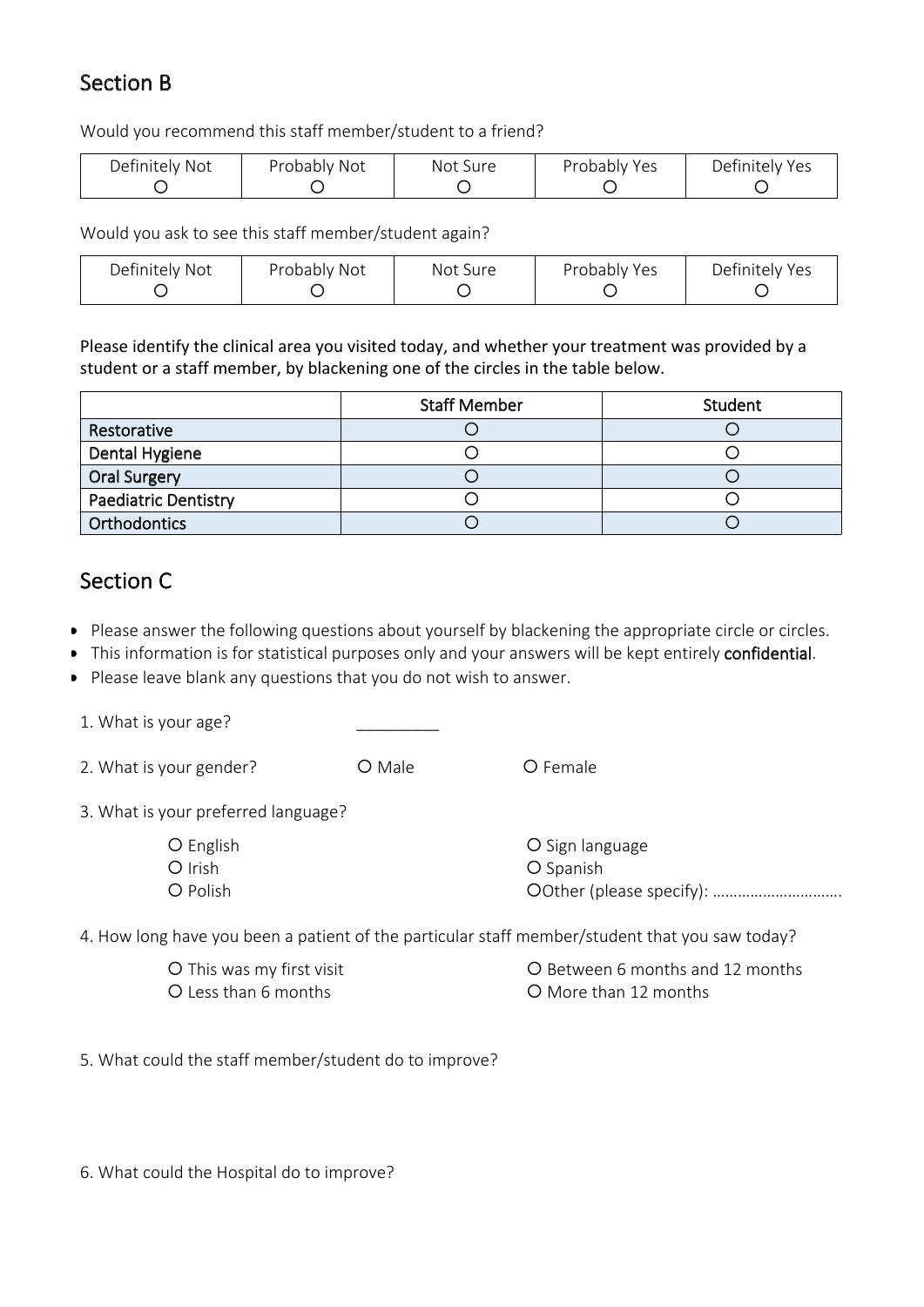## Section B

Would you recommend this staff member/student to a friend?

| Definitely Not | Probably Not | Not Sure | Probably Yes | Definitely Yes |
|---|---|---|---|---|
| ○ | ○ | ○ | ○ | ○ |

Would you ask to see this staff member/student again?

| Definitely Not | Probably Not | Not Sure | Probably Yes | Definitely Yes |
|---|---|---|---|---|
| ○ | ○ | ○ | ○ | ○ |

Please identify the clinical area you visited today, and whether your treatment was provided by a student or a staff member, by blackening one of the circles in the table below.

| | Staff Member | Student |
|---|---|---|
| Restorative | ○ | ○ |
| Dental Hygiene | ○ | ○ |
| Oral Surgery | ○ | ○ |
| Paediatric Dentistry | ○ | ○ |
| Orthodontics | ○ | ○ |

## Section C

- Please answer the following questions about yourself by blackening the appropriate circle or circles.
- This information is for statistical purposes only and your answers will be kept entirely **confidential**.
- Please leave blank any questions that you do not wish to answer.

1. What is your age? _________

2. What is your gender? ○ Male ○ Female

3. What is your preferred language?

   ○ English
   ○ Irish
   ○ Polish
   ○ Sign language
   ○ Spanish
   ○ Other (please specify): …………………………

4. How long have you been a patient of the particular staff member/student that you saw today?

   ○ This was my first visit
   ○ Less than 6 months
   ○ Between 6 months and 12 months
   ○ More than 12 months

5. What could the staff member/student do to improve?

6. What could the Hospital do to improve?